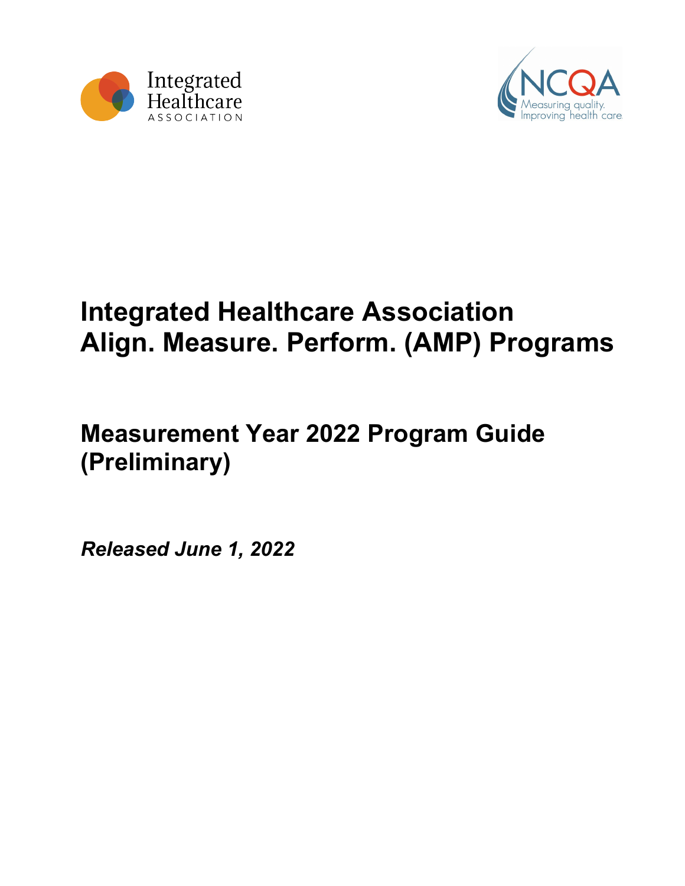Integrated Healthcare ASSOCIATION

NCQA Measuring quality. Improving health care.

# Integrated Healthcare Association Align. Measure. Perform. (AMP) Programs

## Measurement Year 2022 Program Guide (Preliminary)

***Released June 1, 2022***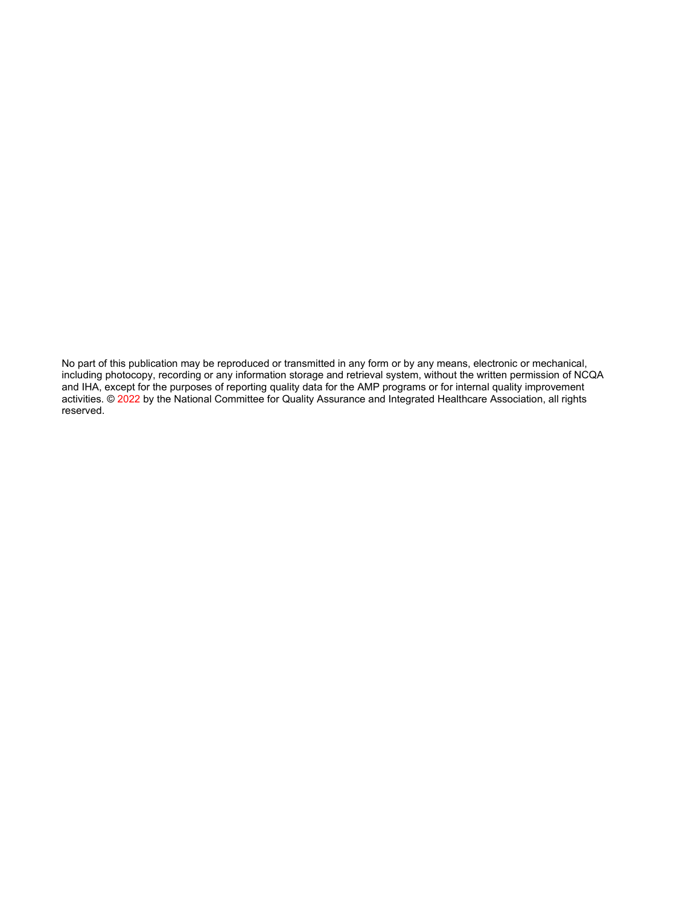No part of this publication may be reproduced or transmitted in any form or by any means, electronic or mechanical, including photocopy, recording or any information storage and retrieval system, without the written permission of NCQA and IHA, except for the purposes of reporting quality data for the AMP programs or for internal quality improvement activities. © 2022 by the National Committee for Quality Assurance and Integrated Healthcare Association, all rights reserved.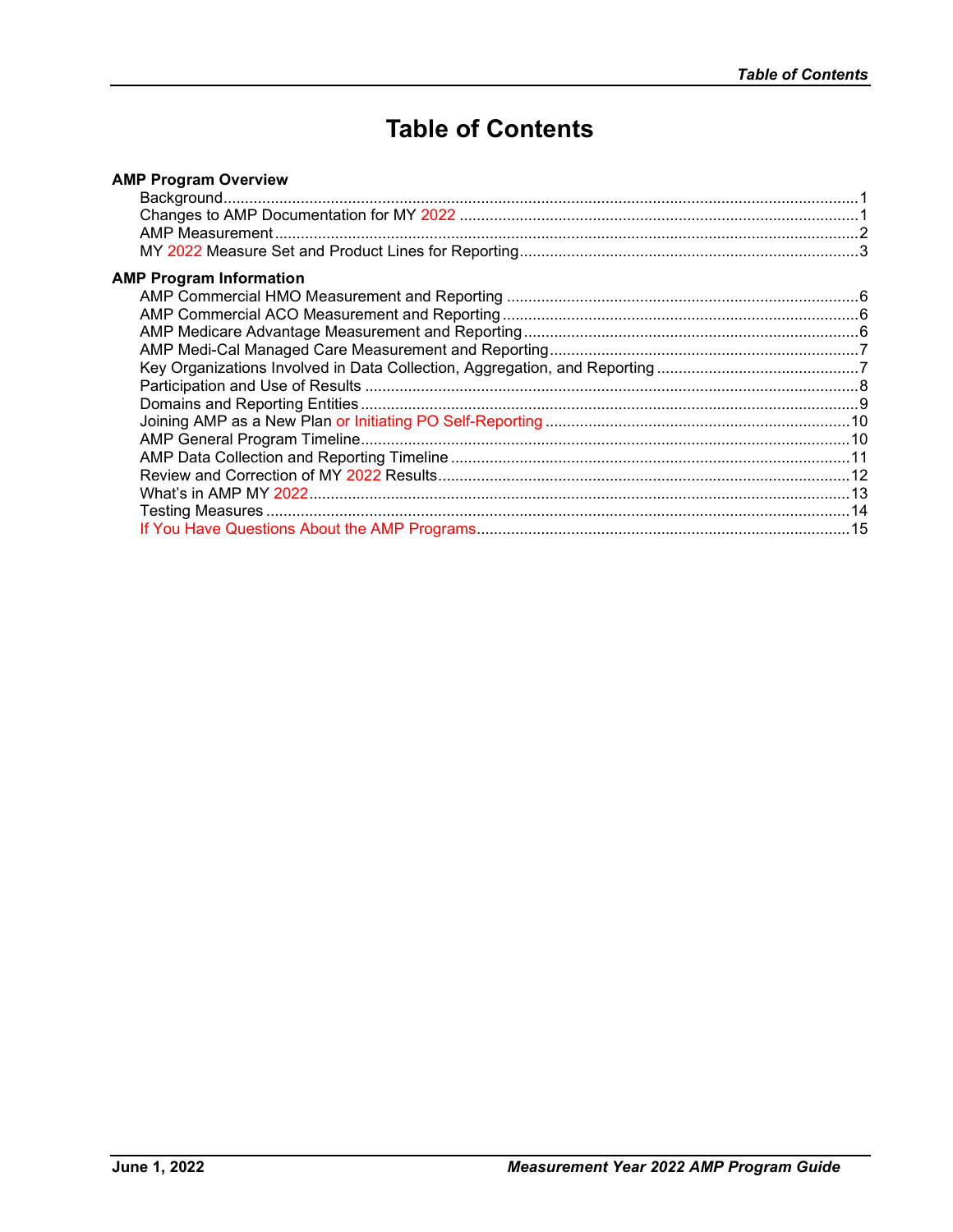# Table of Contents

**AMP Program Overview**

- Background....1
- Changes to AMP Documentation for MY 2022....1
- AMP Measurement....2
- MY 2022 Measure Set and Product Lines for Reporting....3

**AMP Program Information**

- AMP Commercial HMO Measurement and Reporting....6
- AMP Commercial ACO Measurement and Reporting....6
- AMP Medicare Advantage Measurement and Reporting....6
- AMP Medi-Cal Managed Care Measurement and Reporting....7
- Key Organizations Involved in Data Collection, Aggregation, and Reporting....7
- Participation and Use of Results....8
- Domains and Reporting Entities....9
- Joining AMP as a New Plan or Initiating PO Self-Reporting....10
- AMP General Program Timeline....10
- AMP Data Collection and Reporting Timeline....11
- Review and Correction of MY 2022 Results....12
- What's in AMP MY 2022....13
- Testing Measures....14
- If You Have Questions About the AMP Programs....15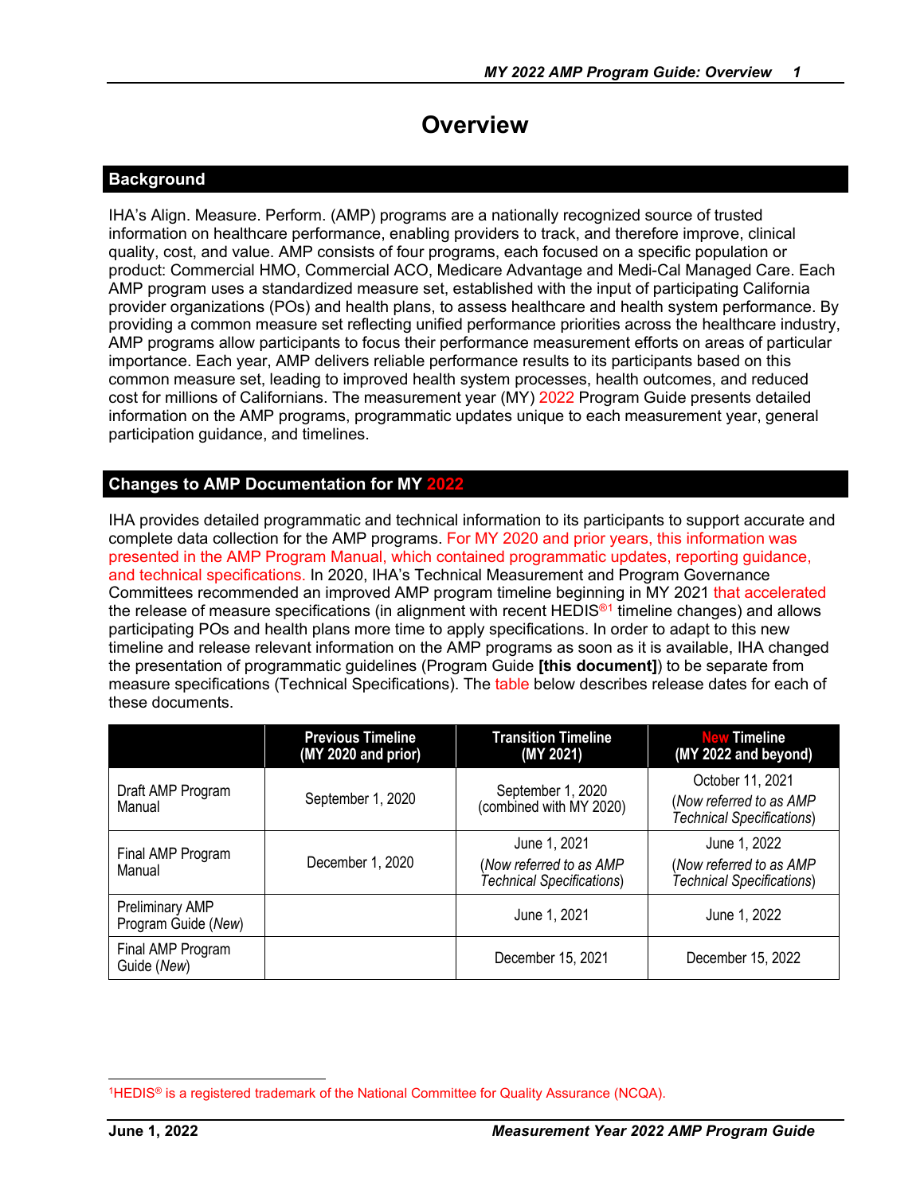# Overview

## Background

IHA's Align. Measure. Perform. (AMP) programs are a nationally recognized source of trusted information on healthcare performance, enabling providers to track, and therefore improve, clinical quality, cost, and value. AMP consists of four programs, each focused on a specific population or product: Commercial HMO, Commercial ACO, Medicare Advantage and Medi-Cal Managed Care. Each AMP program uses a standardized measure set, established with the input of participating California provider organizations (POs) and health plans, to assess healthcare and health system performance. By providing a common measure set reflecting unified performance priorities across the healthcare industry, AMP programs allow participants to focus their performance measurement efforts on areas of particular importance. Each year, AMP delivers reliable performance results to its participants based on this common measure set, leading to improved health system processes, health outcomes, and reduced cost for millions of Californians. The measurement year (MY) 2022 Program Guide presents detailed information on the AMP programs, programmatic updates unique to each measurement year, general participation guidance, and timelines.

## Changes to AMP Documentation for MY 2022

IHA provides detailed programmatic and technical information to its participants to support accurate and complete data collection for the AMP programs. For MY 2020 and prior years, this information was presented in the AMP Program Manual, which contained programmatic updates, reporting guidance, and technical specifications. In 2020, IHA's Technical Measurement and Program Governance Committees recommended an improved AMP program timeline beginning in MY 2021 that accelerated the release of measure specifications (in alignment with recent HEDIS®[1] timeline changes) and allows participating POs and health plans more time to apply specifications. In order to adapt to this new timeline and release relevant information on the AMP programs as soon as it is available, IHA changed the presentation of programmatic guidelines (Program Guide **[this document]**) to be separate from measure specifications (Technical Specifications). The table below describes release dates for each of these documents.

| | Previous Timeline (MY 2020 and prior) | Transition Timeline (MY 2021) | New Timeline (MY 2022 and beyond) |
|---|---|---|---|
| Draft AMP Program Manual | September 1, 2020 | September 1, 2020 (combined with MY 2020) | October 11, 2021 (*Now referred to as AMP Technical Specifications*) |
| Final AMP Program Manual | December 1, 2020 | June 1, 2021 (*Now referred to as AMP Technical Specifications*) | June 1, 2022 (*Now referred to as AMP Technical Specifications*) |
| Preliminary AMP Program Guide (*New*) | | June 1, 2021 | June 1, 2022 |
| Final AMP Program Guide (*New*) | | December 15, 2021 | December 15, 2022 |

[1]HEDIS® is a registered trademark of the National Committee for Quality Assurance (NCQA).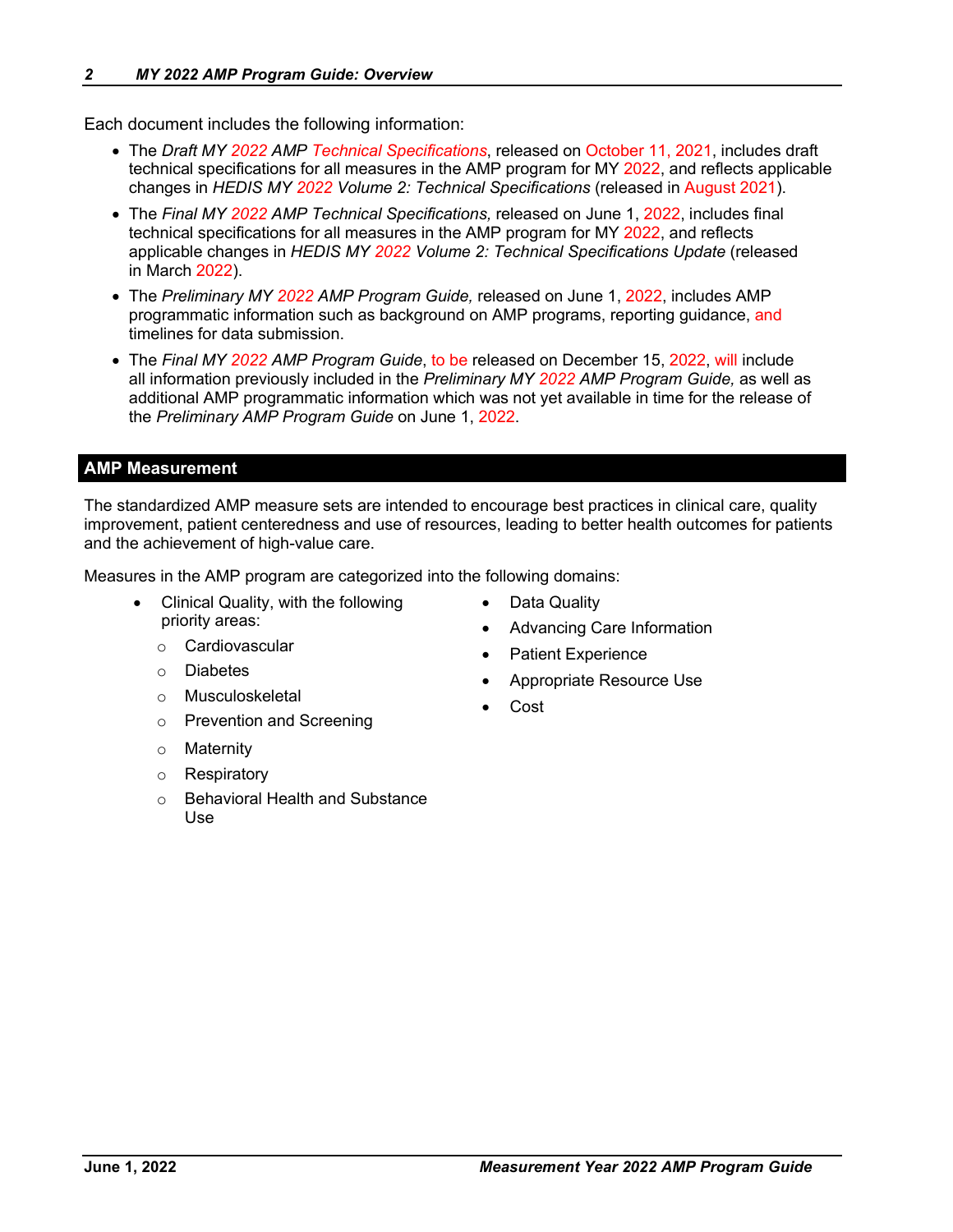Each document includes the following information:

- The *Draft MY 2022 AMP Technical Specifications*, released on October 11, 2021, includes draft technical specifications for all measures in the AMP program for MY 2022, and reflects applicable changes in *HEDIS MY 2022 Volume 2: Technical Specifications* (released in August 2021).
- The *Final MY 2022 AMP Technical Specifications,* released on June 1, 2022, includes final technical specifications for all measures in the AMP program for MY 2022, and reflects applicable changes in *HEDIS MY 2022 Volume 2: Technical Specifications Update* (released in March 2022).
- The *Preliminary MY 2022 AMP Program Guide,* released on June 1, 2022, includes AMP programmatic information such as background on AMP programs, reporting guidance, and timelines for data submission.
- The *Final MY 2022 AMP Program Guide*, to be released on December 15, 2022, will include all information previously included in the *Preliminary MY 2022 AMP Program Guide,* as well as additional AMP programmatic information which was not yet available in time for the release of the *Preliminary AMP Program Guide* on June 1, 2022.

## AMP Measurement

The standardized AMP measure sets are intended to encourage best practices in clinical care, quality improvement, patient centeredness and use of resources, leading to better health outcomes for patients and the achievement of high-value care.

Measures in the AMP program are categorized into the following domains:

- Clinical Quality, with the following priority areas:
  - Cardiovascular
  - Diabetes
  - Musculoskeletal
  - Prevention and Screening
  - Maternity
  - Respiratory
  - Behavioral Health and Substance Use
- Data Quality
- Advancing Care Information
- Patient Experience
- Appropriate Resource Use
- Cost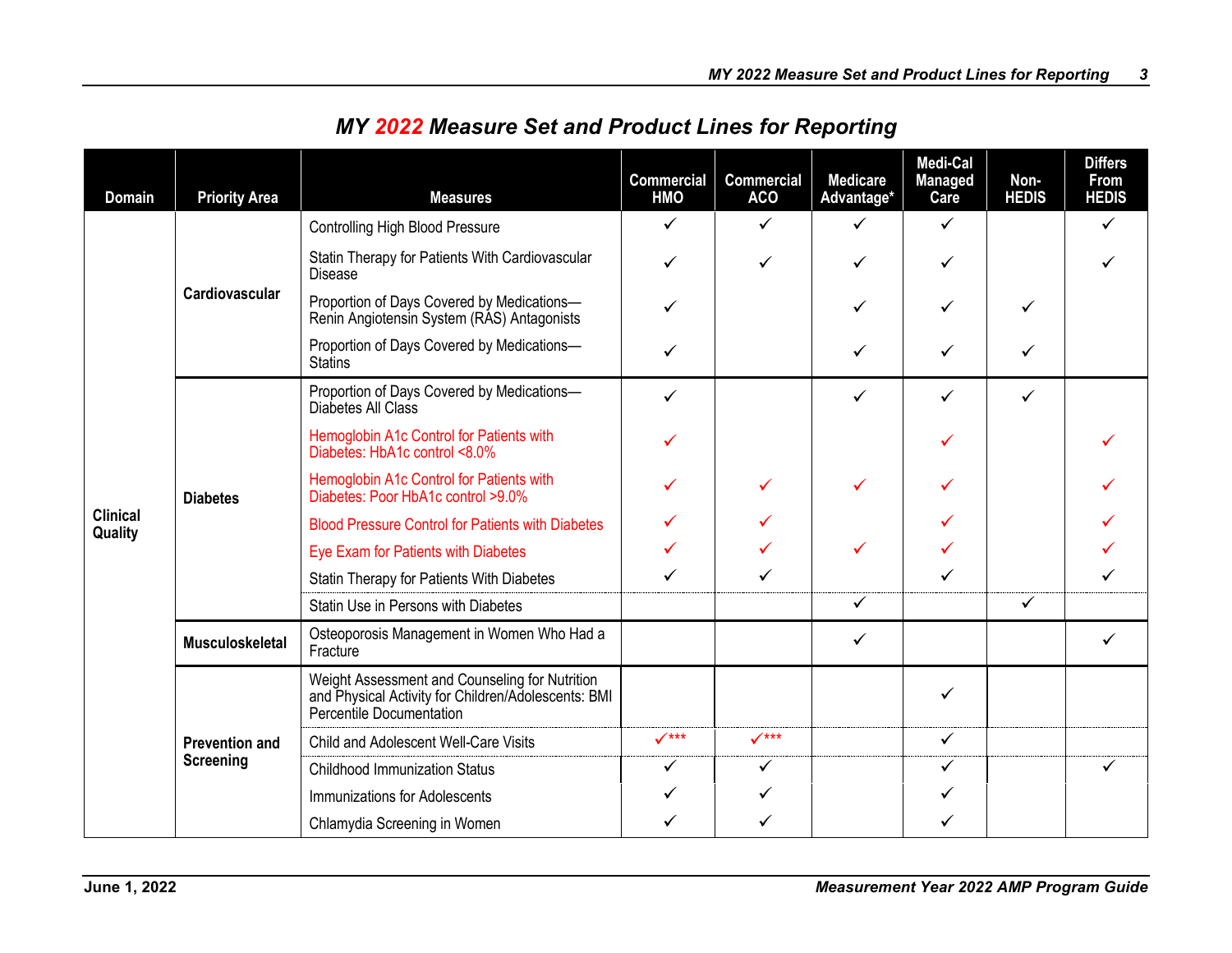## MY 2022 Measure Set and Product Lines for Reporting

| Domain | Priority Area | Measures | Commercial HMO | Commercial ACO | Medicare Advantage* | Medi-Cal Managed Care | Non-HEDIS | Differs From HEDIS |
|---|---|---|---|---|---|---|---|---|
| Clinical Quality | Cardiovascular | Controlling High Blood Pressure | ✓ | ✓ | ✓ | ✓ | | ✓ |
| | | Statin Therapy for Patients With Cardiovascular Disease | ✓ | ✓ | ✓ | ✓ | | ✓ |
| | | Proportion of Days Covered by Medications—Renin Angiotensin System (RAS) Antagonists | ✓ | | ✓ | ✓ | ✓ | |
| | | Proportion of Days Covered by Medications—Statins | ✓ | | ✓ | ✓ | ✓ | |
| | Diabetes | Proportion of Days Covered by Medications—Diabetes All Class | ✓ | | ✓ | ✓ | ✓ | |
| | | Hemoglobin A1c Control for Patients with Diabetes: HbA1c control <8.0% | ✓ | | | ✓ | | ✓ |
| | | Hemoglobin A1c Control for Patients with Diabetes: Poor HbA1c control >9.0% | ✓ | ✓ | ✓ | ✓ | | ✓ |
| | | Blood Pressure Control for Patients with Diabetes | ✓ | ✓ | | ✓ | | ✓ |
| | | Eye Exam for Patients with Diabetes | ✓ | ✓ | ✓ | ✓ | | ✓ |
| | | Statin Therapy for Patients With Diabetes | ✓ | ✓ | | ✓ | | ✓ |
| | | Statin Use in Persons with Diabetes | | | ✓ | | ✓ | |
| | Musculoskeletal | Osteoporosis Management in Women Who Had a Fracture | | | ✓ | | | ✓ |
| | Prevention and Screening | Weight Assessment and Counseling for Nutrition and Physical Activity for Children/Adolescents: BMI Percentile Documentation | | | | ✓ | | |
| | | Child and Adolescent Well-Care Visits | ✓*** | ✓*** | | ✓ | | |
| | | Childhood Immunization Status | ✓ | ✓ | | ✓ | | ✓ |
| | | Immunizations for Adolescents | ✓ | ✓ | | ✓ | | |
| | | Chlamydia Screening in Women | ✓ | ✓ | | ✓ | | |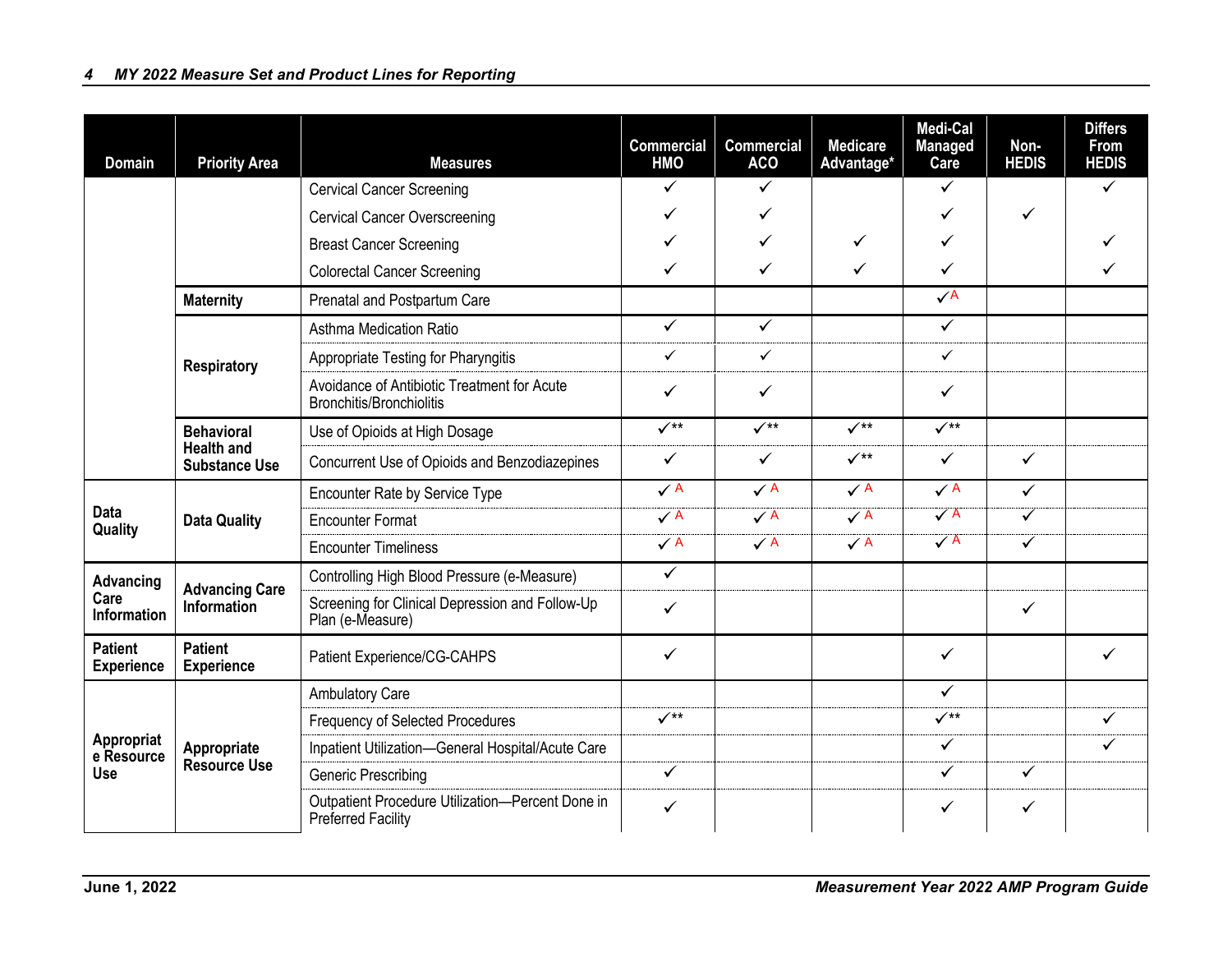| Domain | Priority Area | Measures | Commercial HMO | Commercial ACO | Medicare Advantage* | Medi-Cal Managed Care | Non-HEDIS | Differs From HEDIS |
|---|---|---|---|---|---|---|---|---|
| | | Cervical Cancer Screening | ✓ | ✓ | | ✓ | | ✓ |
| | | Cervical Cancer Overscreening | ✓ | ✓ | | ✓ | ✓ | |
| | | Breast Cancer Screening | ✓ | ✓ | ✓ | ✓ | | ✓ |
| | | Colorectal Cancer Screening | ✓ | ✓ | ✓ | ✓ | | ✓ |
| | **Maternity** | Prenatal and Postpartum Care | | | | ✓A | | |
| | **Respiratory** | Asthma Medication Ratio | ✓ | ✓ | | ✓ | | |
| | | Appropriate Testing for Pharyngitis | ✓ | ✓ | | ✓ | | |
| | | Avoidance of Antibiotic Treatment for Acute Bronchitis/Bronchiolitis | ✓ | ✓ | | ✓ | | |
| | **Behavioral Health and Substance Use** | Use of Opioids at High Dosage | ✓** | ✓** | ✓** | ✓** | | |
| | | Concurrent Use of Opioids and Benzodiazepines | ✓ | ✓ | ✓** | ✓ | ✓ | |
| **Data Quality** | **Data Quality** | Encounter Rate by Service Type | ✓A | ✓A | ✓A | ✓A | ✓ | |
| | | Encounter Format | ✓A | ✓A | ✓A | ✓A | ✓ | |
| | | Encounter Timeliness | ✓A | ✓A | ✓A | ✓A | ✓ | |
| **Advancing Care Information** | **Advancing Care Information** | Controlling High Blood Pressure (e-Measure) | ✓ | | | | | |
| | | Screening for Clinical Depression and Follow-Up Plan (e-Measure) | ✓ | | | | ✓ | |
| **Patient Experience** | **Patient Experience** | Patient Experience/CG-CAHPS | ✓ | | | ✓ | | ✓ |
| **Appropriate Resource Use** | **Appropriate Resource Use** | Ambulatory Care | | | | ✓ | | |
| | | Frequency of Selected Procedures | ✓** | | | ✓** | | ✓ |
| | | Inpatient Utilization—General Hospital/Acute Care | | | | ✓ | | ✓ |
| | | Generic Prescribing | ✓ | | | ✓ | ✓ | |
| | | Outpatient Procedure Utilization—Percent Done in Preferred Facility | ✓ | | | ✓ | ✓ | |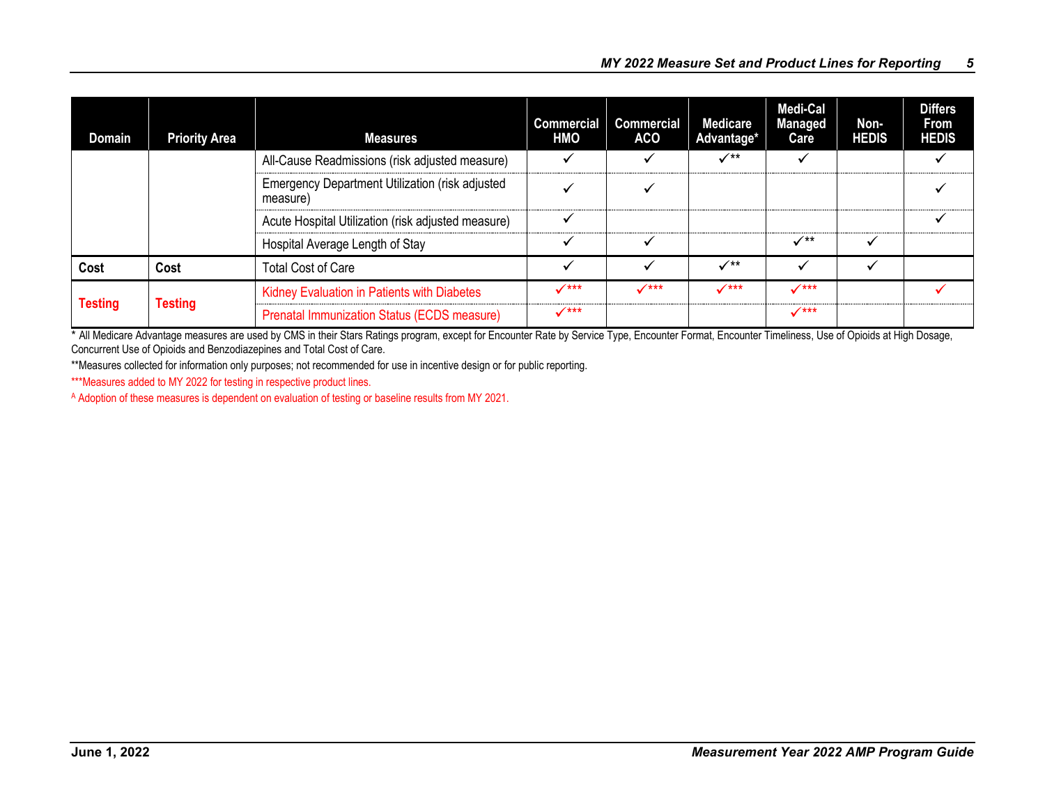| Domain | Priority Area | Measures | Commercial HMO | Commercial ACO | Medicare Advantage* | Medi-Cal Managed Care | Non-HEDIS | Differs From HEDIS |
|---|---|---|---|---|---|---|---|---|
| | | All-Cause Readmissions (risk adjusted measure) | ✓ | ✓ | ✓** | ✓ | | ✓ |
| | | Emergency Department Utilization (risk adjusted measure) | ✓ | ✓ | | | | ✓ |
| | | Acute Hospital Utilization (risk adjusted measure) | ✓ | | | | | ✓ |
| | | Hospital Average Length of Stay | ✓ | ✓ | | ✓** | ✓ | |
| **Cost** | **Cost** | Total Cost of Care | ✓ | ✓ | ✓** | ✓ | ✓ | |
| **Testing** | **Testing** | Kidney Evaluation in Patients with Diabetes | ✓*** | ✓*** | ✓*** | ✓*** | | ✓ |
| | | Prenatal Immunization Status (ECDS measure) | ✓*** | | | ✓*** | | |

\* All Medicare Advantage measures are used by CMS in their Stars Ratings program, except for Encounter Rate by Service Type, Encounter Format, Encounter Timeliness, Use of Opioids at High Dosage, Concurrent Use of Opioids and Benzodiazepines and Total Cost of Care.

**Measures collected for information only purposes; not recommended for use in incentive design or for public reporting.

***Measures added to MY 2022 for testing in respective product lines.

^ Adoption of these measures is dependent on evaluation of testing or baseline results from MY 2021.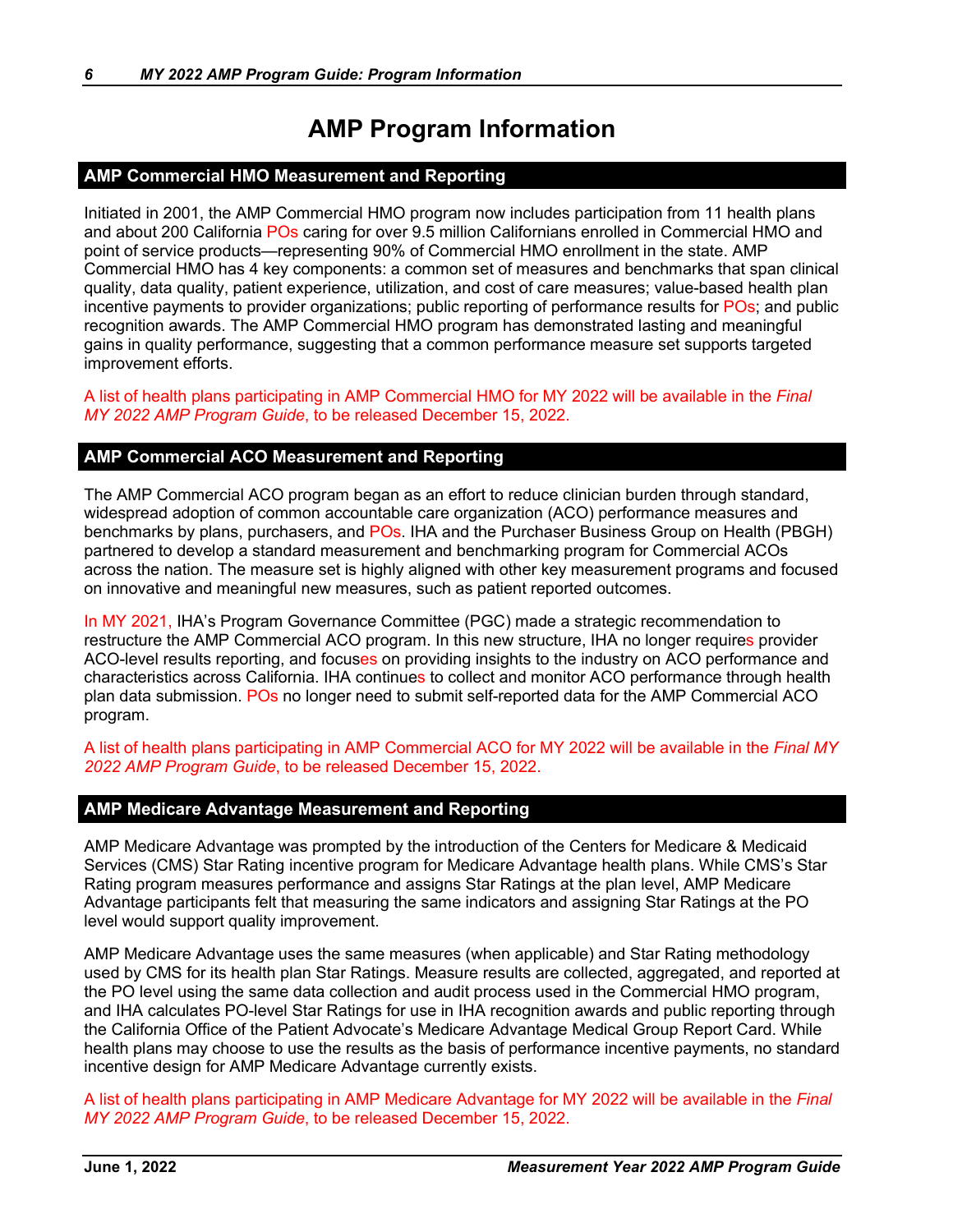# AMP Program Information

## AMP Commercial HMO Measurement and Reporting

Initiated in 2001, the AMP Commercial HMO program now includes participation from 11 health plans and about 200 California POs caring for over 9.5 million Californians enrolled in Commercial HMO and point of service products—representing 90% of Commercial HMO enrollment in the state. AMP Commercial HMO has 4 key components: a common set of measures and benchmarks that span clinical quality, data quality, patient experience, utilization, and cost of care measures; value-based health plan incentive payments to provider organizations; public reporting of performance results for POs; and public recognition awards. The AMP Commercial HMO program has demonstrated lasting and meaningful gains in quality performance, suggesting that a common performance measure set supports targeted improvement efforts.

A list of health plans participating in AMP Commercial HMO for MY 2022 will be available in the *Final MY 2022 AMP Program Guide*, to be released December 15, 2022.

## AMP Commercial ACO Measurement and Reporting

The AMP Commercial ACO program began as an effort to reduce clinician burden through standard, widespread adoption of common accountable care organization (ACO) performance measures and benchmarks by plans, purchasers, and POs. IHA and the Purchaser Business Group on Health (PBGH) partnered to develop a standard measurement and benchmarking program for Commercial ACOs across the nation. The measure set is highly aligned with other key measurement programs and focused on innovative and meaningful new measures, such as patient reported outcomes.

In MY 2021, IHA's Program Governance Committee (PGC) made a strategic recommendation to restructure the AMP Commercial ACO program. In this new structure, IHA no longer requires provider ACO-level results reporting, and focuses on providing insights to the industry on ACO performance and characteristics across California. IHA continues to collect and monitor ACO performance through health plan data submission. POs no longer need to submit self-reported data for the AMP Commercial ACO program.

A list of health plans participating in AMP Commercial ACO for MY 2022 will be available in the *Final MY 2022 AMP Program Guide*, to be released December 15, 2022.

## AMP Medicare Advantage Measurement and Reporting

AMP Medicare Advantage was prompted by the introduction of the Centers for Medicare & Medicaid Services (CMS) Star Rating incentive program for Medicare Advantage health plans. While CMS's Star Rating program measures performance and assigns Star Ratings at the plan level, AMP Medicare Advantage participants felt that measuring the same indicators and assigning Star Ratings at the PO level would support quality improvement.

AMP Medicare Advantage uses the same measures (when applicable) and Star Rating methodology used by CMS for its health plan Star Ratings. Measure results are collected, aggregated, and reported at the PO level using the same data collection and audit process used in the Commercial HMO program, and IHA calculates PO-level Star Ratings for use in IHA recognition awards and public reporting through the California Office of the Patient Advocate's Medicare Advantage Medical Group Report Card. While health plans may choose to use the results as the basis of performance incentive payments, no standard incentive design for AMP Medicare Advantage currently exists.

A list of health plans participating in AMP Medicare Advantage for MY 2022 will be available in the *Final MY 2022 AMP Program Guide*, to be released December 15, 2022.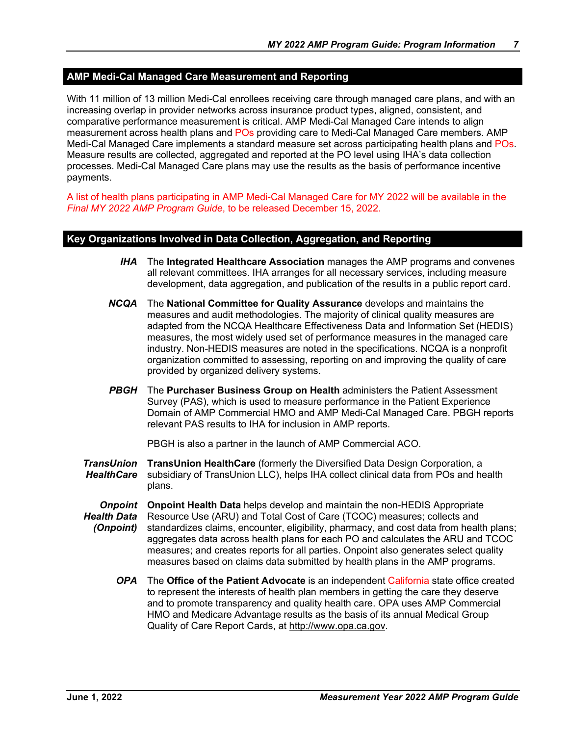## AMP Medi-Cal Managed Care Measurement and Reporting

With 11 million of 13 million Medi-Cal enrollees receiving care through managed care plans, and with an increasing overlap in provider networks across insurance product types, aligned, consistent, and comparative performance measurement is critical. AMP Medi-Cal Managed Care intends to align measurement across health plans and POs providing care to Medi-Cal Managed Care members. AMP Medi-Cal Managed Care implements a standard measure set across participating health plans and POs. Measure results are collected, aggregated and reported at the PO level using IHA's data collection processes. Medi-Cal Managed Care plans may use the results as the basis of performance incentive payments.

A list of health plans participating in AMP Medi-Cal Managed Care for MY 2022 will be available in the *Final MY 2022 AMP Program Guide*, to be released December 15, 2022.

## Key Organizations Involved in Data Collection, Aggregation, and Reporting

***IHA*** The **Integrated Healthcare Association** manages the AMP programs and convenes all relevant committees. IHA arranges for all necessary services, including measure development, data aggregation, and publication of the results in a public report card.

***NCQA*** The **National Committee for Quality Assurance** develops and maintains the measures and audit methodologies. The majority of clinical quality measures are adapted from the NCQA Healthcare Effectiveness Data and Information Set (HEDIS) measures, the most widely used set of performance measures in the managed care industry. Non-HEDIS measures are noted in the specifications. NCQA is a nonprofit organization committed to assessing, reporting on and improving the quality of care provided by organized delivery systems.

***PBGH*** The **Purchaser Business Group on Health** administers the Patient Assessment Survey (PAS), which is used to measure performance in the Patient Experience Domain of AMP Commercial HMO and AMP Medi-Cal Managed Care. PBGH reports relevant PAS results to IHA for inclusion in AMP reports.

PBGH is also a partner in the launch of AMP Commercial ACO.

***TransUnion HealthCare*** **TransUnion HealthCare** (formerly the Diversified Data Design Corporation, a subsidiary of TransUnion LLC), helps IHA collect clinical data from POs and health plans.

***Onpoint Health Data (Onpoint)*** **Onpoint Health Data** helps develop and maintain the non-HEDIS Appropriate Resource Use (ARU) and Total Cost of Care (TCOC) measures; collects and standardizes claims, encounter, eligibility, pharmacy, and cost data from health plans; aggregates data across health plans for each PO and calculates the ARU and TCOC measures; and creates reports for all parties. Onpoint also generates select quality measures based on claims data submitted by health plans in the AMP programs.

***OPA*** The **Office of the Patient Advocate** is an independent California state office created to represent the interests of health plan members in getting the care they deserve and to promote transparency and quality health care. OPA uses AMP Commercial HMO and Medicare Advantage results as the basis of its annual Medical Group Quality of Care Report Cards, at http://www.opa.ca.gov.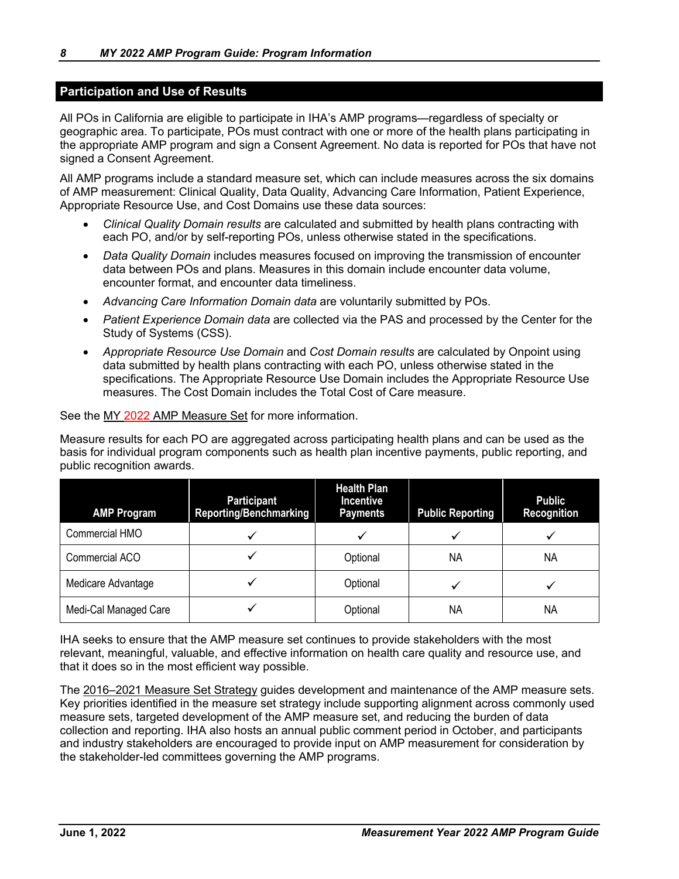## Participation and Use of Results

All POs in California are eligible to participate in IHA's AMP programs—regardless of specialty or geographic area. To participate, POs must contract with one or more of the health plans participating in the appropriate AMP program and sign a Consent Agreement. No data is reported for POs that have not signed a Consent Agreement.

All AMP programs include a standard measure set, which can include measures across the six domains of AMP measurement: Clinical Quality, Data Quality, Advancing Care Information, Patient Experience, Appropriate Resource Use, and Cost Domains use these data sources:

- *Clinical Quality Domain results* are calculated and submitted by health plans contracting with each PO, and/or by self-reporting POs, unless otherwise stated in the specifications.
- *Data Quality Domain* includes measures focused on improving the transmission of encounter data between POs and plans. Measures in this domain include encounter data volume, encounter format, and encounter data timeliness.
- *Advancing Care Information Domain data* are voluntarily submitted by POs.
- *Patient Experience Domain data* are collected via the PAS and processed by the Center for the Study of Systems (CSS).
- *Appropriate Resource Use Domain* and *Cost Domain results* are calculated by Onpoint using data submitted by health plans contracting with each PO, unless otherwise stated in the specifications. The Appropriate Resource Use Domain includes the Appropriate Resource Use measures. The Cost Domain includes the Total Cost of Care measure.

See the MY 2022 AMP Measure Set for more information.

Measure results for each PO are aggregated across participating health plans and can be used as the basis for individual program components such as health plan incentive payments, public reporting, and public recognition awards.

| AMP Program | Participant Reporting/Benchmarking | Health Plan Incentive Payments | Public Reporting | Public Recognition |
|---|---|---|---|---|
| Commercial HMO | ✓ | ✓ | ✓ | ✓ |
| Commercial ACO | ✓ | Optional | NA | NA |
| Medicare Advantage | ✓ | Optional | ✓ | ✓ |
| Medi-Cal Managed Care | ✓ | Optional | NA | NA |

IHA seeks to ensure that the AMP measure set continues to provide stakeholders with the most relevant, meaningful, valuable, and effective information on health care quality and resource use, and that it does so in the most efficient way possible.

The 2016–2021 Measure Set Strategy guides development and maintenance of the AMP measure sets. Key priorities identified in the measure set strategy include supporting alignment across commonly used measure sets, targeted development of the AMP measure set, and reducing the burden of data collection and reporting. IHA also hosts an annual public comment period in October, and participants and industry stakeholders are encouraged to provide input on AMP measurement for consideration by the stakeholder-led committees governing the AMP programs.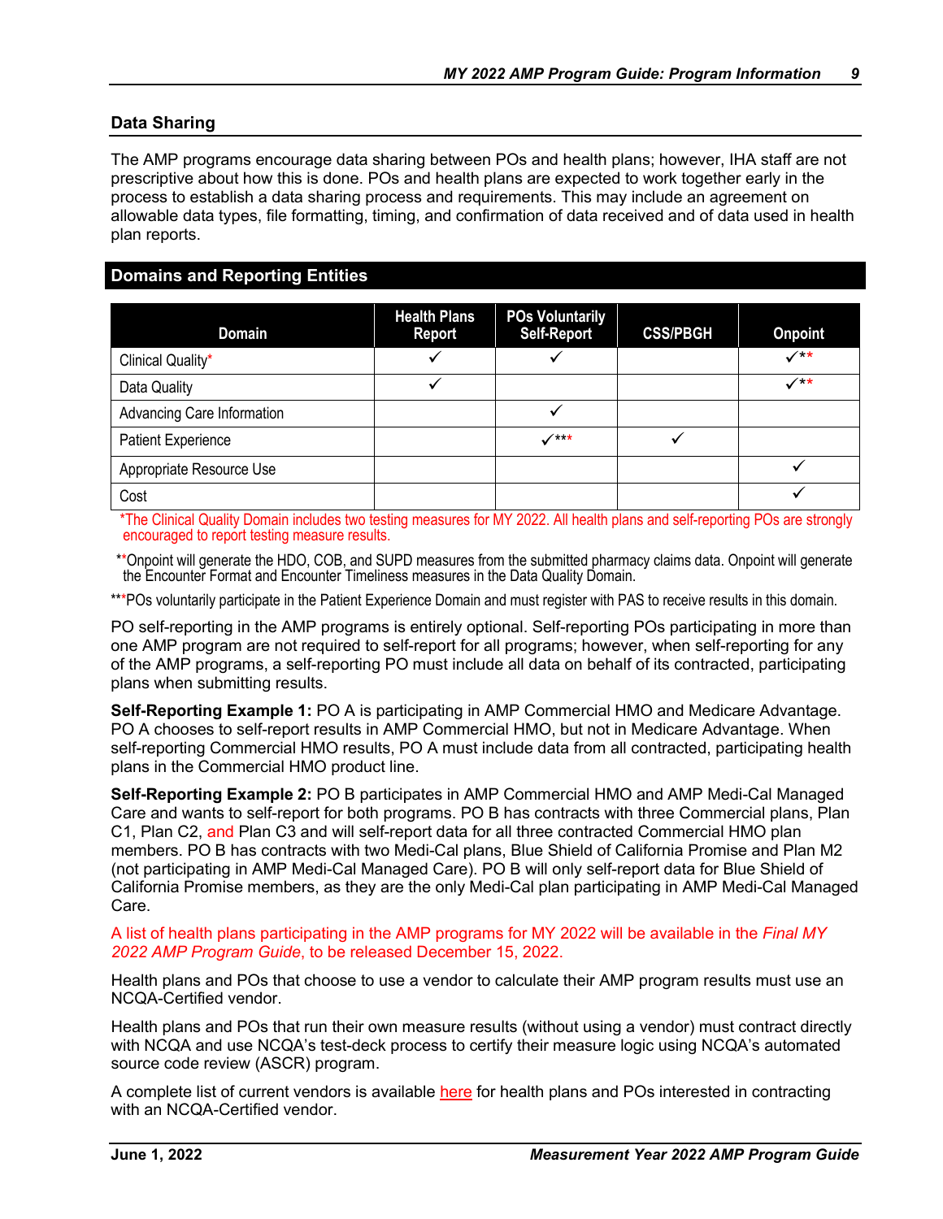## Data Sharing

The AMP programs encourage data sharing between POs and health plans; however, IHA staff are not prescriptive about how this is done. POs and health plans are expected to work together early in the process to establish a data sharing process and requirements. This may include an agreement on allowable data types, file formatting, timing, and confirmation of data received and of data used in health plan reports.

## Domains and Reporting Entities

| Domain | Health Plans Report | POs Voluntarily Self-Report | CSS/PBGH | Onpoint |
|---|---|---|---|---|
| Clinical Quality* | ✓ | ✓ | | ✓** |
| Data Quality | ✓ | | | ✓** |
| Advancing Care Information | | ✓ | | |
| Patient Experience | | ✓*** | ✓ | |
| Appropriate Resource Use | | | | ✓ |
| Cost | | | | ✓ |

*The Clinical Quality Domain includes two testing measures for MY 2022. All health plans and self-reporting POs are strongly encouraged to report testing measure results.

**Onpoint will generate the HDO, COB, and SUPD measures from the submitted pharmacy claims data. Onpoint will generate the Encounter Format and Encounter Timeliness measures in the Data Quality Domain.

***POs voluntarily participate in the Patient Experience Domain and must register with PAS to receive results in this domain.

PO self-reporting in the AMP programs is entirely optional. Self-reporting POs participating in more than one AMP program are not required to self-report for all programs; however, when self-reporting for any of the AMP programs, a self-reporting PO must include all data on behalf of its contracted, participating plans when submitting results.

**Self-Reporting Example 1:** PO A is participating in AMP Commercial HMO and Medicare Advantage. PO A chooses to self-report results in AMP Commercial HMO, but not in Medicare Advantage. When self-reporting Commercial HMO results, PO A must include data from all contracted, participating health plans in the Commercial HMO product line.

**Self-Reporting Example 2:** PO B participates in AMP Commercial HMO and AMP Medi-Cal Managed Care and wants to self-report for both programs. PO B has contracts with three Commercial plans, Plan C1, Plan C2, and Plan C3 and will self-report data for all three contracted Commercial HMO plan members. PO B has contracts with two Medi-Cal plans, Blue Shield of California Promise and Plan M2 (not participating in AMP Medi-Cal Managed Care). PO B will only self-report data for Blue Shield of California Promise members, as they are the only Medi-Cal plan participating in AMP Medi-Cal Managed Care.

A list of health plans participating in the AMP programs for MY 2022 will be available in the *Final MY 2022 AMP Program Guide*, to be released December 15, 2022.

Health plans and POs that choose to use a vendor to calculate their AMP program results must use an NCQA-Certified vendor.

Health plans and POs that run their own measure results (without using a vendor) must contract directly with NCQA and use NCQA's test-deck process to certify their measure logic using NCQA's automated source code review (ASCR) program.

A complete list of current vendors is available here for health plans and POs interested in contracting with an NCQA-Certified vendor.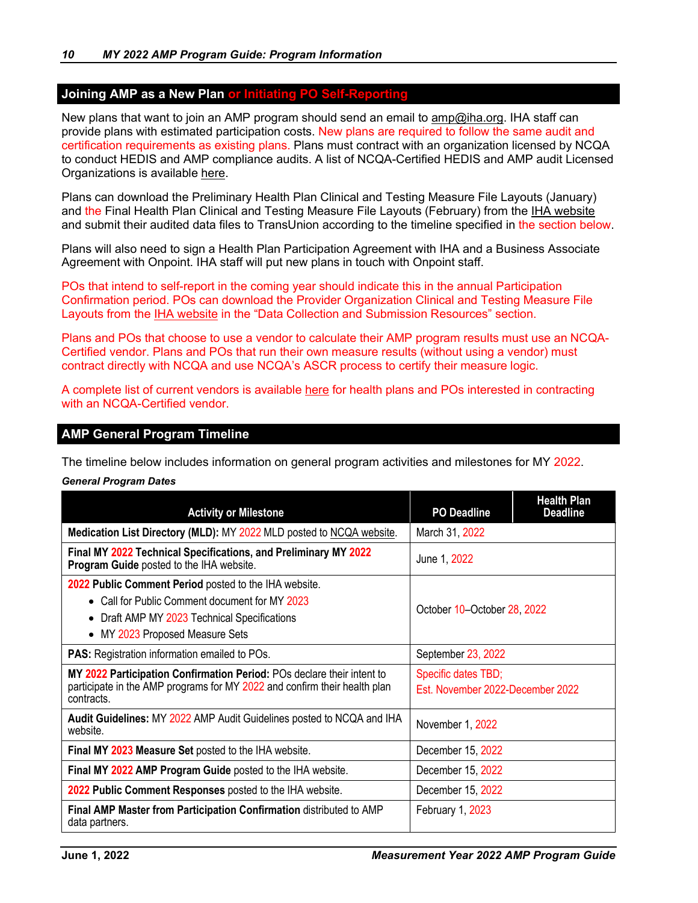## Joining AMP as a New Plan or Initiating PO Self-Reporting

New plans that want to join an AMP program should send an email to amp@iha.org. IHA staff can provide plans with estimated participation costs. New plans are required to follow the same audit and certification requirements as existing plans. Plans must contract with an organization licensed by NCQA to conduct HEDIS and AMP compliance audits. A list of NCQA-Certified HEDIS and AMP audit Licensed Organizations is available here.

Plans can download the Preliminary Health Plan Clinical and Testing Measure File Layouts (January) and the Final Health Plan Clinical and Testing Measure File Layouts (February) from the IHA website and submit their audited data files to TransUnion according to the timeline specified in the section below.

Plans will also need to sign a Health Plan Participation Agreement with IHA and a Business Associate Agreement with Onpoint. IHA staff will put new plans in touch with Onpoint staff.

POs that intend to self-report in the coming year should indicate this in the annual Participation Confirmation period. POs can download the Provider Organization Clinical and Testing Measure File Layouts from the IHA website in the "Data Collection and Submission Resources" section.

Plans and POs that choose to use a vendor to calculate their AMP program results must use an NCQA-Certified vendor. Plans and POs that run their own measure results (without using a vendor) must contract directly with NCQA and use NCQA's ASCR process to certify their measure logic.

A complete list of current vendors is available here for health plans and POs interested in contracting with an NCQA-Certified vendor.

## AMP General Program Timeline

The timeline below includes information on general program activities and milestones for MY 2022.

***General Program Dates***

| Activity or Milestone | PO Deadline | Health Plan Deadline |
|---|---|---|
| **Medication List Directory (MLD):** MY 2022 MLD posted to NCQA website. | March 31, 2022 | |
| **Final MY 2022 Technical Specifications, and Preliminary MY 2022 Program Guide** posted to the IHA website. | June 1, 2022 | |
| **2022 Public Comment Period** posted to the IHA website.<br>• Call for Public Comment document for MY 2023<br>• Draft AMP MY 2023 Technical Specifications<br>• MY 2023 Proposed Measure Sets | October 10–October 28, 2022 | |
| **PAS:** Registration information emailed to POs. | September 23, 2022 | |
| **MY 2022 Participation Confirmation Period:** POs declare their intent to participate in the AMP programs for MY 2022 and confirm their health plan contracts. | Specific dates TBD;<br>Est. November 2022-December 2022 | |
| **Audit Guidelines:** MY 2022 AMP Audit Guidelines posted to NCQA and IHA website. | November 1, 2022 | |
| **Final MY 2023 Measure Set** posted to the IHA website. | December 15, 2022 | |
| **Final MY 2022 AMP Program Guide** posted to the IHA website. | December 15, 2022 | |
| **2022 Public Comment Responses** posted to the IHA website. | December 15, 2022 | |
| **Final AMP Master from Participation Confirmation** distributed to AMP data partners. | February 1, 2023 | |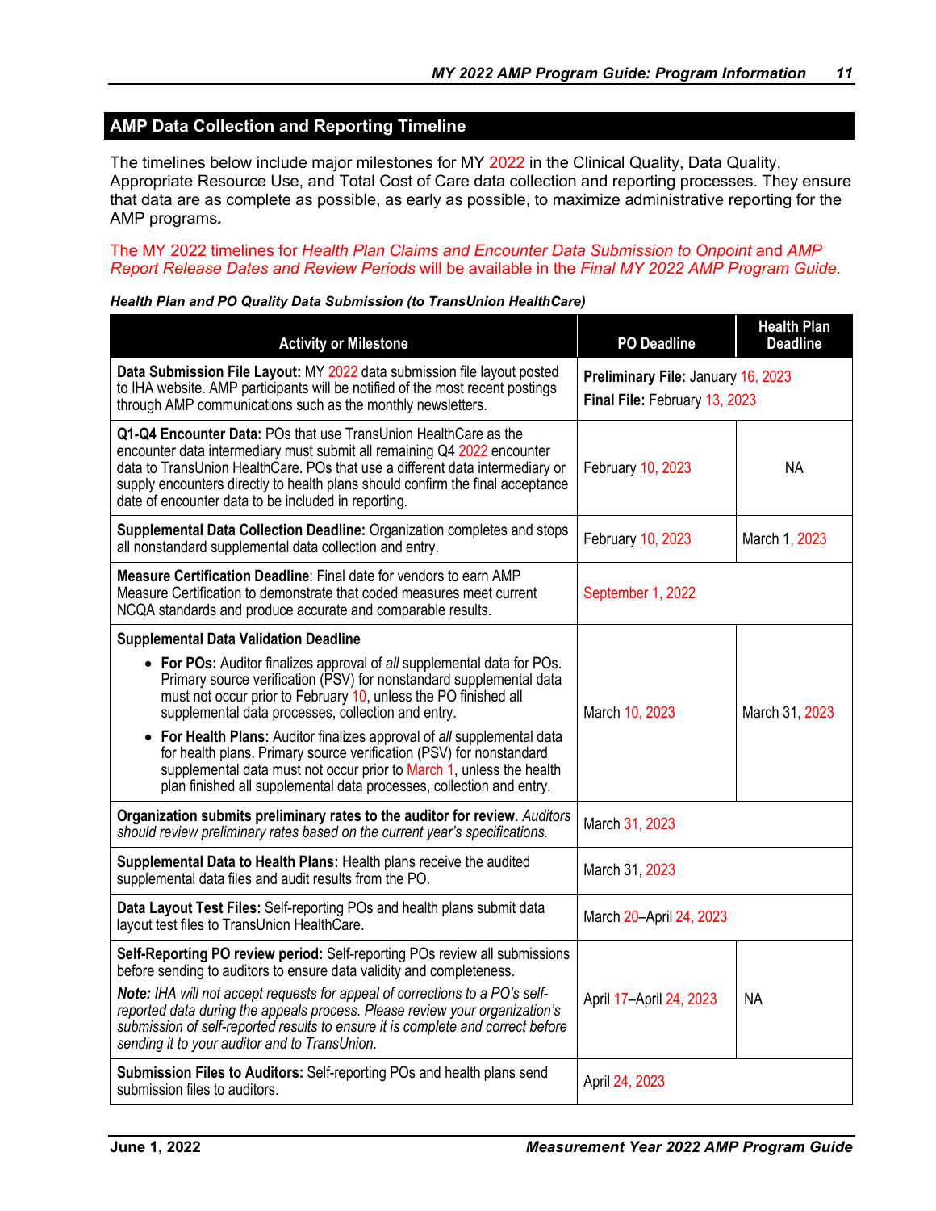## AMP Data Collection and Reporting Timeline

The timelines below include major milestones for MY 2022 in the Clinical Quality, Data Quality, Appropriate Resource Use, and Total Cost of Care data collection and reporting processes. They ensure that data are as complete as possible, as early as possible, to maximize administrative reporting for the AMP programs**.**

The MY 2022 timelines for *Health Plan Claims and Encounter Data Submission to Onpoint* and *AMP Report Release Dates and Review Periods* will be available in the *Final MY 2022 AMP Program Guide*.

***Health Plan and PO Quality Data Submission (to TransUnion HealthCare)***

| Activity or Milestone | PO Deadline | Health Plan Deadline |
|---|---|---|
| **Data Submission File Layout:** MY 2022 data submission file layout posted to IHA website. AMP participants will be notified of the most recent postings through AMP communications such as the monthly newsletters. | **Preliminary File:** January 16, 2023<br>**Final File:** February 13, 2023 | |
| **Q1-Q4 Encounter Data:** POs that use TransUnion HealthCare as the encounter data intermediary must submit all remaining Q4 2022 encounter data to TransUnion HealthCare. POs that use a different data intermediary or supply encounters directly to health plans should confirm the final acceptance date of encounter data to be included in reporting. | February 10, 2023 | NA |
| **Supplemental Data Collection Deadline:** Organization completes and stops all nonstandard supplemental data collection and entry. | February 10, 2023 | March 1, 2023 |
| **Measure Certification Deadline**: Final date for vendors to earn AMP Measure Certification to demonstrate that coded measures meet current NCQA standards and produce accurate and comparable results. | September 1, 2022 | |
| **Supplemental Data Validation Deadline**<br>• **For POs:** Auditor finalizes approval of *all* supplemental data for POs. Primary source verification (PSV) for nonstandard supplemental data must not occur prior to February 10, unless the PO finished all supplemental data processes, collection and entry.<br>• **For Health Plans:** Auditor finalizes approval of *all* supplemental data for health plans. Primary source verification (PSV) for nonstandard supplemental data must not occur prior to March 1, unless the health plan finished all supplemental data processes, collection and entry. | March 10, 2023 | March 31, 2023 |
| **Organization submits preliminary rates to the auditor for review**. *Auditors should review preliminary rates based on the current year's specifications.* | March 31, 2023 | |
| **Supplemental Data to Health Plans:** Health plans receive the audited supplemental data files and audit results from the PO. | March 31, 2023 | |
| **Data Layout Test Files:** Self-reporting POs and health plans submit data layout test files to TransUnion HealthCare. | March 20–April 24, 2023 | |
| **Self-Reporting PO review period:** Self-reporting POs review all submissions before sending to auditors to ensure data validity and completeness.<br>***Note:*** *IHA will not accept requests for appeal of corrections to a PO's self-reported data during the appeals process. Please review your organization's submission of self-reported results to ensure it is complete and correct before sending it to your auditor and to TransUnion.* | April 17–April 24, 2023 | NA |
| **Submission Files to Auditors:** Self-reporting POs and health plans send submission files to auditors. | April 24, 2023 | |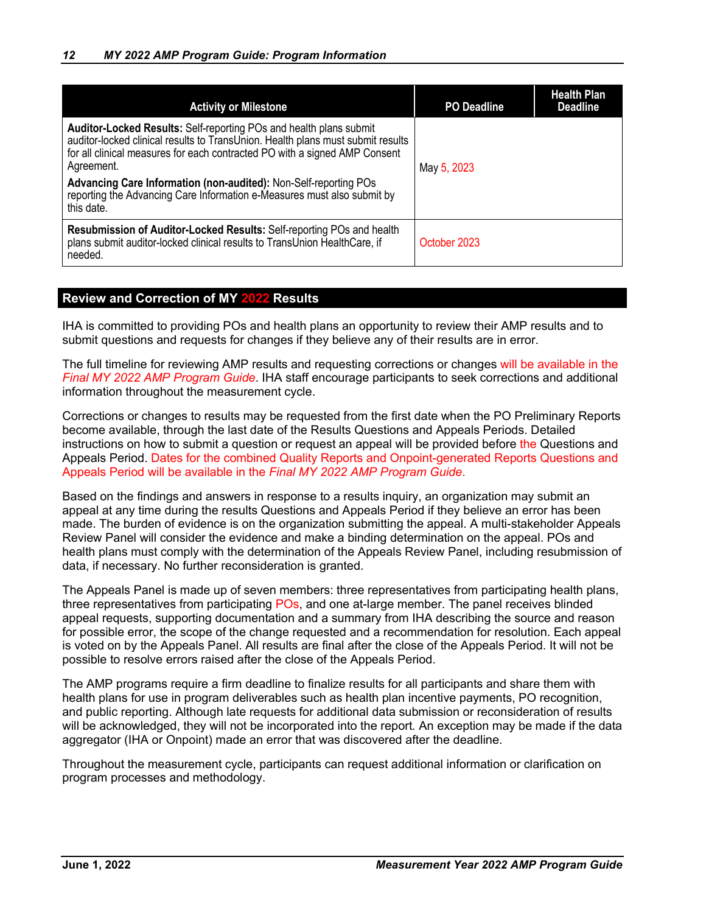| Activity or Milestone | PO Deadline | Health Plan Deadline |
|---|---|---|
| **Auditor-Locked Results:** Self-reporting POs and health plans submit auditor-locked clinical results to TransUnion. Health plans must submit results for all clinical measures for each contracted PO with a signed AMP Consent Agreement.<br>**Advancing Care Information (non-audited):** Non-Self-reporting POs reporting the Advancing Care Information e-Measures must also submit by this date. | May 5, 2023 | |
| **Resubmission of Auditor-Locked Results:** Self-reporting POs and health plans submit auditor-locked clinical results to TransUnion HealthCare, if needed. | October 2023 | |

## Review and Correction of MY 2022 Results

IHA is committed to providing POs and health plans an opportunity to review their AMP results and to submit questions and requests for changes if they believe any of their results are in error.

The full timeline for reviewing AMP results and requesting corrections or changes will be available in the *Final MY 2022 AMP Program Guide*. IHA staff encourage participants to seek corrections and additional information throughout the measurement cycle.

Corrections or changes to results may be requested from the first date when the PO Preliminary Reports become available, through the last date of the Results Questions and Appeals Periods. Detailed instructions on how to submit a question or request an appeal will be provided before the Questions and Appeals Period. Dates for the combined Quality Reports and Onpoint-generated Reports Questions and Appeals Period will be available in the *Final MY 2022 AMP Program Guide*.

Based on the findings and answers in response to a results inquiry, an organization may submit an appeal at any time during the results Questions and Appeals Period if they believe an error has been made. The burden of evidence is on the organization submitting the appeal. A multi-stakeholder Appeals Review Panel will consider the evidence and make a binding determination on the appeal. POs and health plans must comply with the determination of the Appeals Review Panel, including resubmission of data, if necessary. No further reconsideration is granted.

The Appeals Panel is made up of seven members: three representatives from participating health plans, three representatives from participating POs, and one at-large member. The panel receives blinded appeal requests, supporting documentation and a summary from IHA describing the source and reason for possible error, the scope of the change requested and a recommendation for resolution. Each appeal is voted on by the Appeals Panel. All results are final after the close of the Appeals Period. It will not be possible to resolve errors raised after the close of the Appeals Period.

The AMP programs require a firm deadline to finalize results for all participants and share them with health plans for use in program deliverables such as health plan incentive payments, PO recognition, and public reporting. Although late requests for additional data submission or reconsideration of results will be acknowledged, they will not be incorporated into the report. An exception may be made if the data aggregator (IHA or Onpoint) made an error that was discovered after the deadline.

Throughout the measurement cycle, participants can request additional information or clarification on program processes and methodology.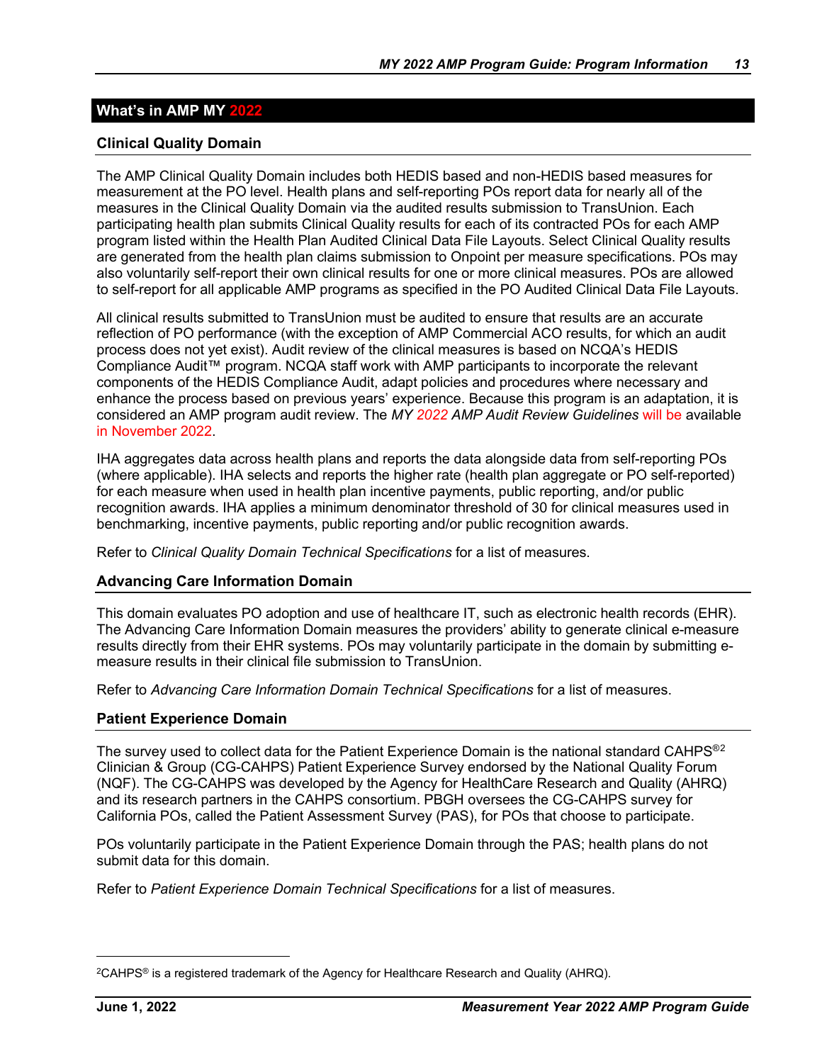## What's in AMP MY 2022

### Clinical Quality Domain

The AMP Clinical Quality Domain includes both HEDIS based and non-HEDIS based measures for measurement at the PO level. Health plans and self-reporting POs report data for nearly all of the measures in the Clinical Quality Domain via the audited results submission to TransUnion. Each participating health plan submits Clinical Quality results for each of its contracted POs for each AMP program listed within the Health Plan Audited Clinical Data File Layouts. Select Clinical Quality results are generated from the health plan claims submission to Onpoint per measure specifications. POs may also voluntarily self-report their own clinical results for one or more clinical measures. POs are allowed to self-report for all applicable AMP programs as specified in the PO Audited Clinical Data File Layouts.

All clinical results submitted to TransUnion must be audited to ensure that results are an accurate reflection of PO performance (with the exception of AMP Commercial ACO results, for which an audit process does not yet exist). Audit review of the clinical measures is based on NCQA's HEDIS Compliance Audit™ program. NCQA staff work with AMP participants to incorporate the relevant components of the HEDIS Compliance Audit, adapt policies and procedures where necessary and enhance the process based on previous years' experience. Because this program is an adaptation, it is considered an AMP program audit review. The *MY 2022 AMP Audit Review Guidelines* will be available in November 2022.

IHA aggregates data across health plans and reports the data alongside data from self-reporting POs (where applicable). IHA selects and reports the higher rate (health plan aggregate or PO self-reported) for each measure when used in health plan incentive payments, public reporting, and/or public recognition awards. IHA applies a minimum denominator threshold of 30 for clinical measures used in benchmarking, incentive payments, public reporting and/or public recognition awards.

Refer to *Clinical Quality Domain Technical Specifications* for a list of measures.

### Advancing Care Information Domain

This domain evaluates PO adoption and use of healthcare IT, such as electronic health records (EHR). The Advancing Care Information Domain measures the providers' ability to generate clinical e-measure results directly from their EHR systems. POs may voluntarily participate in the domain by submitting e-measure results in their clinical file submission to TransUnion.

Refer to *Advancing Care Information Domain Technical Specifications* for a list of measures.

### Patient Experience Domain

The survey used to collect data for the Patient Experience Domain is the national standard CAHPS®[2] Clinician & Group (CG-CAHPS) Patient Experience Survey endorsed by the National Quality Forum (NQF). The CG-CAHPS was developed by the Agency for HealthCare Research and Quality (AHRQ) and its research partners in the CAHPS consortium. PBGH oversees the CG-CAHPS survey for California POs, called the Patient Assessment Survey (PAS), for POs that choose to participate.

POs voluntarily participate in the Patient Experience Domain through the PAS; health plans do not submit data for this domain.

Refer to *Patient Experience Domain Technical Specifications* for a list of measures.

---

[2]CAHPS® is a registered trademark of the Agency for Healthcare Research and Quality (AHRQ).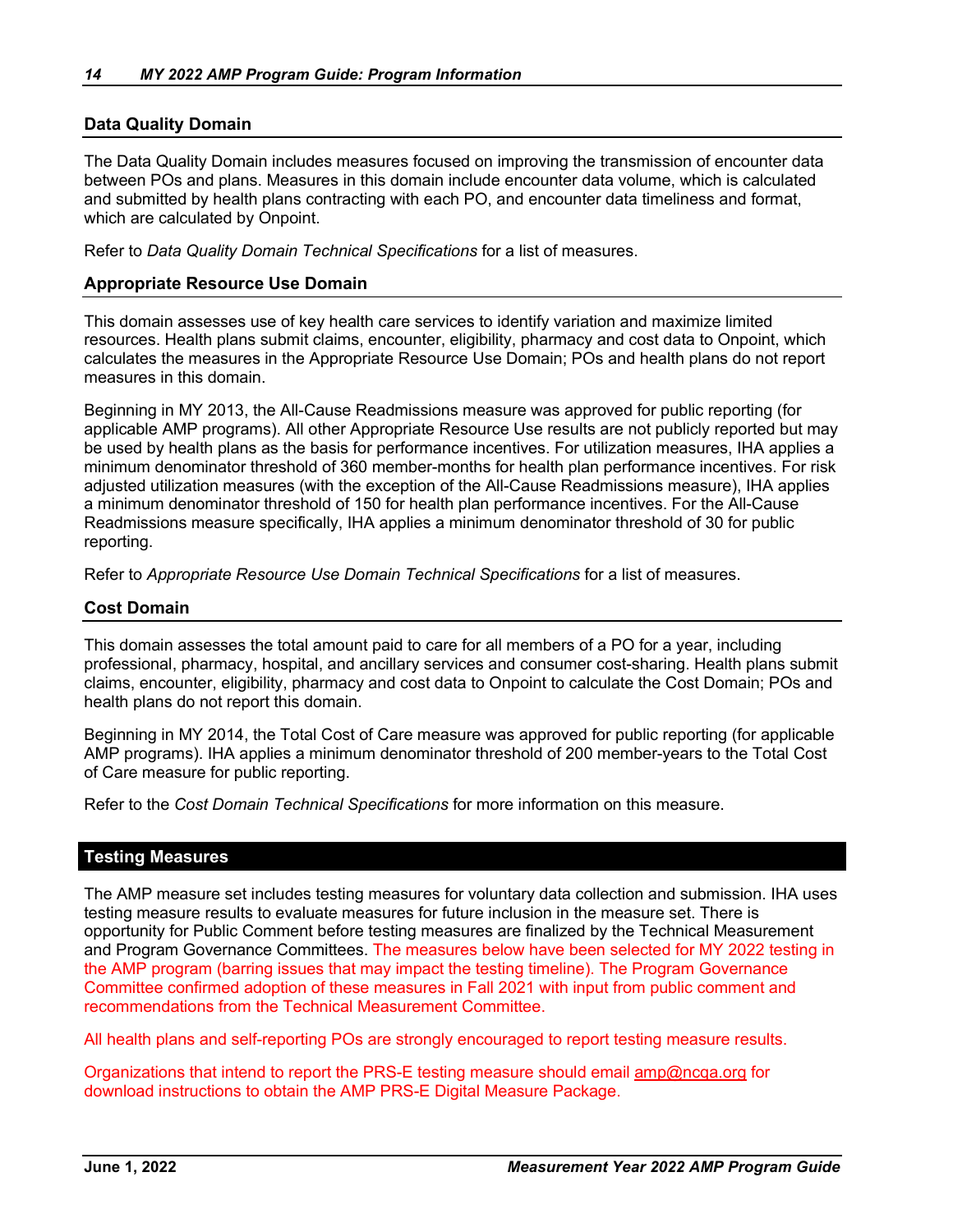### Data Quality Domain

The Data Quality Domain includes measures focused on improving the transmission of encounter data between POs and plans. Measures in this domain include encounter data volume, which is calculated and submitted by health plans contracting with each PO, and encounter data timeliness and format, which are calculated by Onpoint.

Refer to *Data Quality Domain Technical Specifications* for a list of measures.

### Appropriate Resource Use Domain

This domain assesses use of key health care services to identify variation and maximize limited resources. Health plans submit claims, encounter, eligibility, pharmacy and cost data to Onpoint, which calculates the measures in the Appropriate Resource Use Domain; POs and health plans do not report measures in this domain.

Beginning in MY 2013, the All-Cause Readmissions measure was approved for public reporting (for applicable AMP programs). All other Appropriate Resource Use results are not publicly reported but may be used by health plans as the basis for performance incentives. For utilization measures, IHA applies a minimum denominator threshold of 360 member-months for health plan performance incentives. For risk adjusted utilization measures (with the exception of the All-Cause Readmissions measure), IHA applies a minimum denominator threshold of 150 for health plan performance incentives. For the All-Cause Readmissions measure specifically, IHA applies a minimum denominator threshold of 30 for public reporting.

Refer to *Appropriate Resource Use Domain Technical Specifications* for a list of measures.

### Cost Domain

This domain assesses the total amount paid to care for all members of a PO for a year, including professional, pharmacy, hospital, and ancillary services and consumer cost-sharing. Health plans submit claims, encounter, eligibility, pharmacy and cost data to Onpoint to calculate the Cost Domain; POs and health plans do not report this domain.

Beginning in MY 2014, the Total Cost of Care measure was approved for public reporting (for applicable AMP programs). IHA applies a minimum denominator threshold of 200 member-years to the Total Cost of Care measure for public reporting.

Refer to the *Cost Domain Technical Specifications* for more information on this measure.

## Testing Measures

The AMP measure set includes testing measures for voluntary data collection and submission. IHA uses testing measure results to evaluate measures for future inclusion in the measure set. There is opportunity for Public Comment before testing measures are finalized by the Technical Measurement and Program Governance Committees. The measures below have been selected for MY 2022 testing in the AMP program (barring issues that may impact the testing timeline). The Program Governance Committee confirmed adoption of these measures in Fall 2021 with input from public comment and recommendations from the Technical Measurement Committee.

All health plans and self-reporting POs are strongly encouraged to report testing measure results.

Organizations that intend to report the PRS-E testing measure should email amp@ncqa.org for download instructions to obtain the AMP PRS-E Digital Measure Package.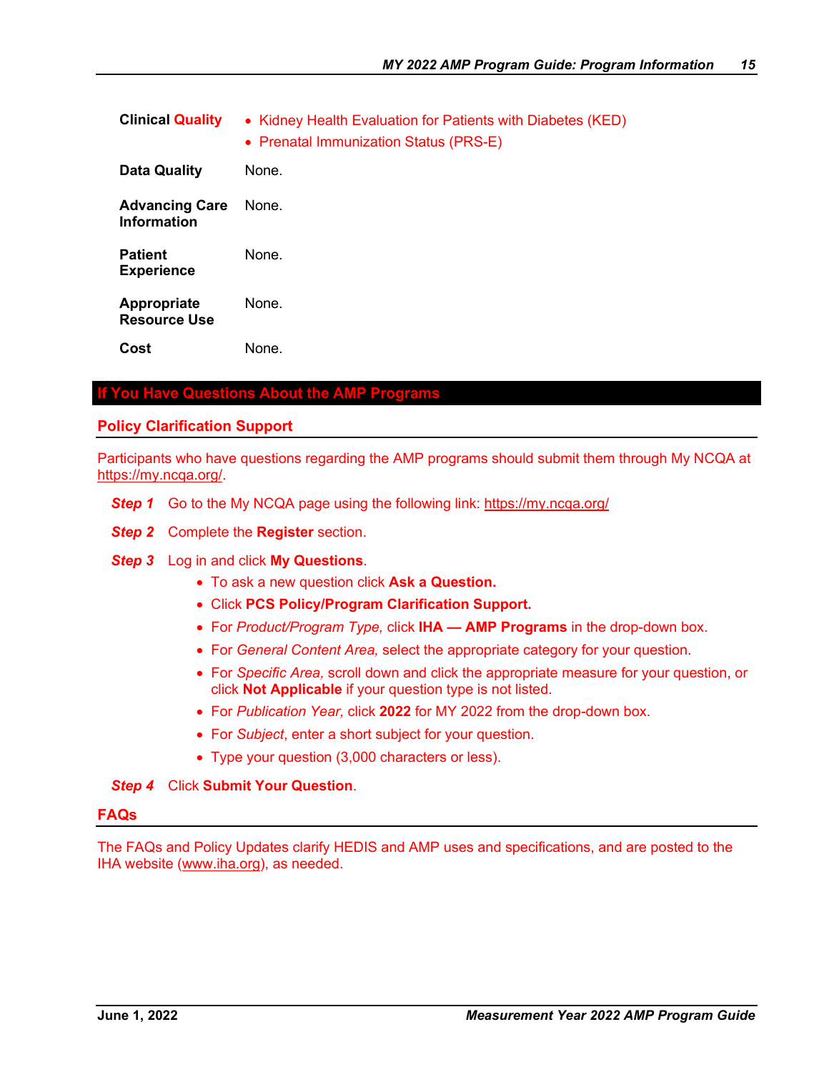| | |
|---|---|
| **Clinical Quality** | • Kidney Health Evaluation for Patients with Diabetes (KED)<br>• Prenatal Immunization Status (PRS-E) |
| **Data Quality** | None. |
| **Advancing Care Information** | None. |
| **Patient Experience** | None. |
| **Appropriate Resource Use** | None. |
| **Cost** | None. |

## If You Have Questions About the AMP Programs

### Policy Clarification Support

Participants who have questions regarding the AMP programs should submit them through My NCQA at https://my.ncqa.org/.

***Step 1*** Go to the My NCQA page using the following link: https://my.ncqa.org/

***Step 2*** Complete the **Register** section.

***Step 3*** Log in and click **My Questions**.

- To ask a new question click **Ask a Question.**
- Click **PCS Policy/Program Clarification Support.**
- For *Product/Program Type,* click **IHA — AMP Programs** in the drop-down box.
- For *General Content Area,* select the appropriate category for your question.
- For *Specific Area,* scroll down and click the appropriate measure for your question, or click **Not Applicable** if your question type is not listed.
- For *Publication Year,* click **2022** for MY 2022 from the drop-down box.
- For *Subject*, enter a short subject for your question.
- Type your question (3,000 characters or less).

***Step 4*** Click **Submit Your Question**.

### FAQs

The FAQs and Policy Updates clarify HEDIS and AMP uses and specifications, and are posted to the IHA website (www.iha.org), as needed.